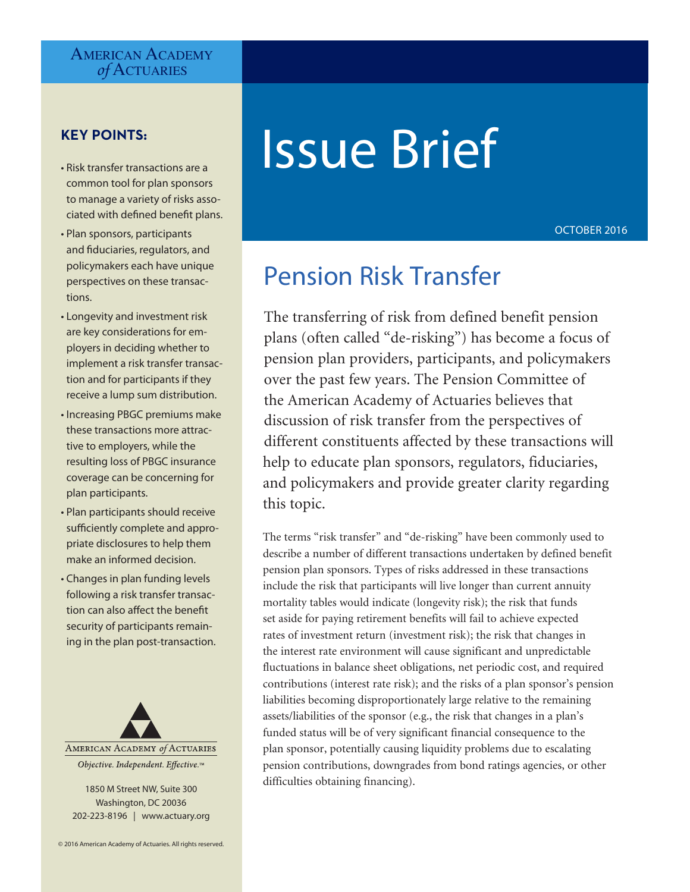American Academy *of* Actuaries

# Issue Brief

OCTOBER 2016

## Pension Risk Transfer

The transferring of risk from defined benefit pension plans (often called "de-risking") has become a focus of pension plan providers, participants, and policymakers over the past few years. The Pension Committee of the American Academy of Actuaries believes that discussion of risk transfer from the perspectives of different constituents affected by these transactions will help to educate plan sponsors, regulators, fiduciaries, and policymakers and provide greater clarity regarding this topic.

The terms "risk transfer" and "de-risking" have been commonly used to describe a number of different transactions undertaken by defined benefit pension plan sponsors. Types of risks addressed in these transactions include the risk that participants will live longer than current annuity mortality tables would indicate (longevity risk); the risk that funds set aside for paying retirement benefits will fail to achieve expected rates of investment return (investment risk); the risk that changes in the interest rate environment will cause significant and unpredictable fluctuations in balance sheet obligations, net periodic cost, and required contributions (interest rate risk); and the risks of a plan sponsor's pension liabilities becoming disproportionately large relative to the remaining assets/liabilities of the sponsor (e.g., the risk that changes in a plan's funded status will be of very significant financial consequence to the plan sponsor, potentially causing liquidity problems due to escalating pension contributions, downgrades from bond ratings agencies, or other difficulties obtaining financing).

### KEY POINTS:

- Risk transfer transactions are a common tool for plan sponsors to manage a variety of risks associated with defined benefit plans.
- Plan sponsors, participants and fiduciaries, regulators, and policymakers each have unique perspectives on these transactions.
- Longevity and investment risk are key considerations for employers in deciding whether to implement a risk transfer transaction and for participants if they receive a lump sum distribution.
- Increasing PBGC premiums make these transactions more attractive to employers, while the resulting loss of PBGC insurance coverage can be concerning for plan participants.
- Plan participants should receive sufficiently complete and appropriate disclosures to help them make an informed decision.
- Changes in plan funding levels following a risk transfer transaction can also affect the benefit security of participants remaining in the plan post-transaction.

American Academy *of* Actuaries

*Objective. Independent. Effective.*™

1850 M Street NW, Suite 300
Washington, DC 20036
202-223-8196 | www.actuary.org

© 2016 American Academy of Actuaries. All rights reserved.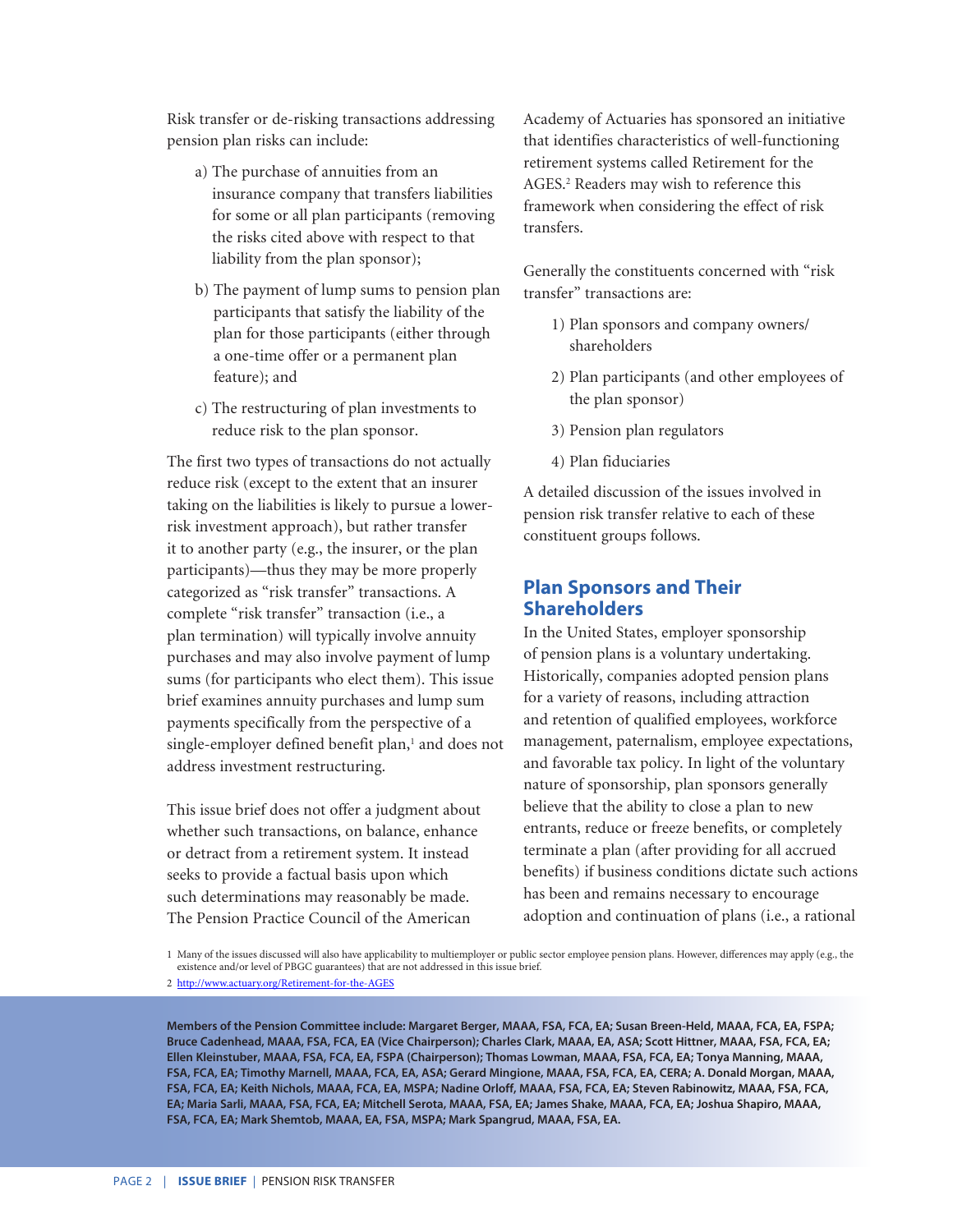Risk transfer or de-risking transactions addressing pension plan risks can include:

a) The purchase of annuities from an insurance company that transfers liabilities for some or all plan participants (removing the risks cited above with respect to that liability from the plan sponsor);

b) The payment of lump sums to pension plan participants that satisfy the liability of the plan for those participants (either through a one-time offer or a permanent plan feature); and

c) The restructuring of plan investments to reduce risk to the plan sponsor.

The first two types of transactions do not actually reduce risk (except to the extent that an insurer taking on the liabilities is likely to pursue a lower-risk investment approach), but rather transfer it to another party (e.g., the insurer, or the plan participants)—thus they may be more properly categorized as "risk transfer" transactions. A complete "risk transfer" transaction (i.e., a plan termination) will typically involve annuity purchases and may also involve payment of lump sums (for participants who elect them). This issue brief examines annuity purchases and lump sum payments specifically from the perspective of a single-employer defined benefit plan,[1] and does not address investment restructuring.

This issue brief does not offer a judgment about whether such transactions, on balance, enhance or detract from a retirement system. It instead seeks to provide a factual basis upon which such determinations may reasonably be made. The Pension Practice Council of the American Academy of Actuaries has sponsored an initiative that identifies characteristics of well-functioning retirement systems called Retirement for the AGES.[2] Readers may wish to reference this framework when considering the effect of risk transfers.

Generally the constituents concerned with "risk transfer" transactions are:

1) Plan sponsors and company owners/shareholders

2) Plan participants (and other employees of the plan sponsor)

3) Pension plan regulators

4) Plan fiduciaries

A detailed discussion of the issues involved in pension risk transfer relative to each of these constituent groups follows.

## Plan Sponsors and Their Shareholders

In the United States, employer sponsorship of pension plans is a voluntary undertaking. Historically, companies adopted pension plans for a variety of reasons, including attraction and retention of qualified employees, workforce management, paternalism, employee expectations, and favorable tax policy. In light of the voluntary nature of sponsorship, plan sponsors generally believe that the ability to close a plan to new entrants, reduce or freeze benefits, or completely terminate a plan (after providing for all accrued benefits) if business conditions dictate such actions has been and remains necessary to encourage adoption and continuation of plans (i.e., a rational

1 Many of the issues discussed will also have applicability to multiemployer or public sector employee pension plans. However, differences may apply (e.g., the existence and/or level of PBGC guarantees) that are not addressed in this issue brief.

2 http://www.actuary.org/Retirement-for-the-AGES

**Members of the Pension Committee include: Margaret Berger, MAAA, FSA, FCA, EA; Susan Breen-Held, MAAA, FCA, EA, FSPA; Bruce Cadenhead, MAAA, FSA, FCA, EA (Vice Chairperson); Charles Clark, MAAA, EA, ASA; Scott Hittner, MAAA, FSA, FCA, EA; Ellen Kleinstuber, MAAA, FSA, FCA, EA, FSPA (Chairperson); Thomas Lowman, MAAA, FSA, FCA, EA; Tonya Manning, MAAA, FSA, FCA, EA; Timothy Marnell, MAAA, FCA, EA, ASA; Gerard Mingione, MAAA, FSA, FCA, EA, CERA; A. Donald Morgan, MAAA, FSA, FCA, EA; Keith Nichols, MAAA, FCA, EA, MSPA; Nadine Orloff, MAAA, FSA, FCA, EA; Steven Rabinowitz, MAAA, FSA, FCA, EA; Maria Sarli, MAAA, FSA, FCA, EA; Mitchell Serota, MAAA, FSA, EA; James Shake, MAAA, FCA, EA; Joshua Shapiro, MAAA, FSA, FCA, EA; Mark Shemtob, MAAA, EA, FSA, MSPA; Mark Spangrud, MAAA, FSA, EA.**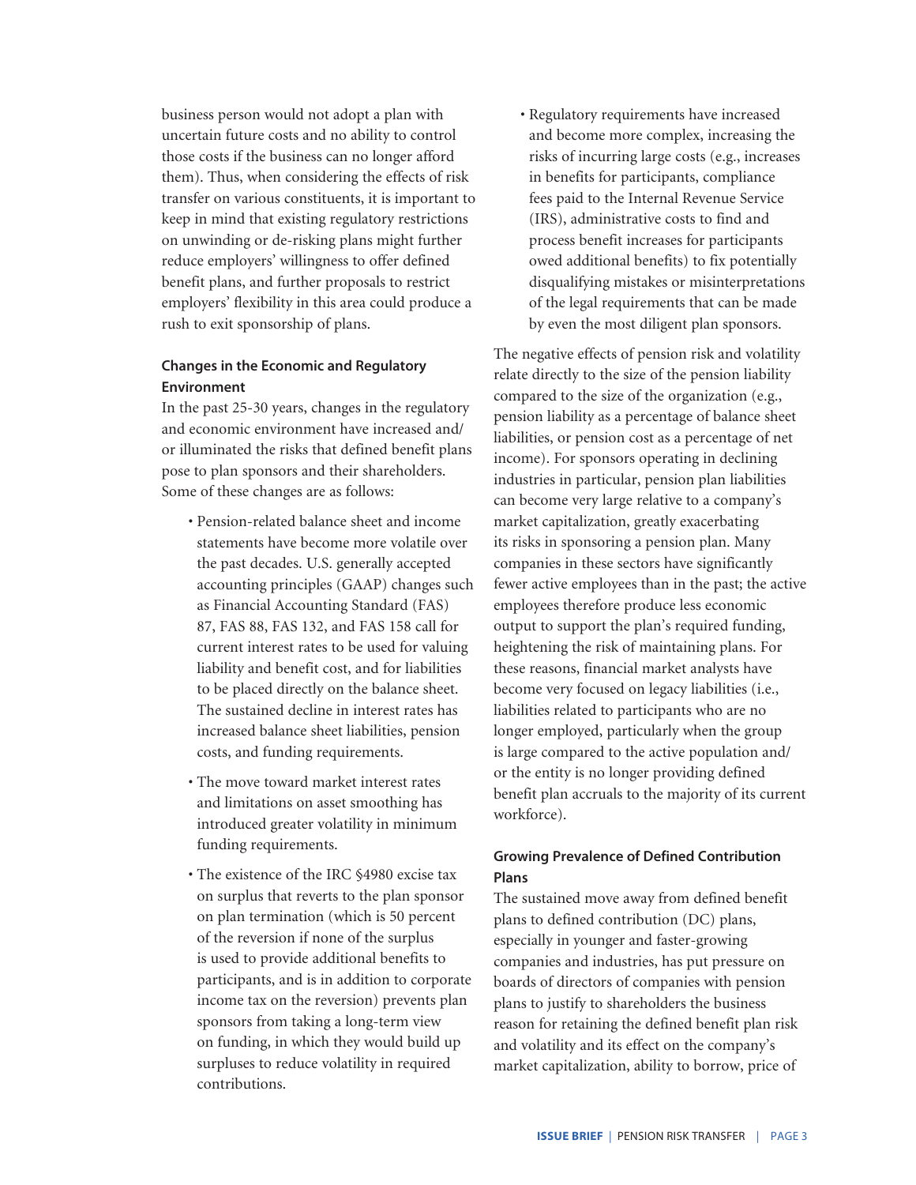business person would not adopt a plan with uncertain future costs and no ability to control those costs if the business can no longer afford them). Thus, when considering the effects of risk transfer on various constituents, it is important to keep in mind that existing regulatory restrictions on unwinding or de-risking plans might further reduce employers' willingness to offer defined benefit plans, and further proposals to restrict employers' flexibility in this area could produce a rush to exit sponsorship of plans.

**Changes in the Economic and Regulatory Environment**

In the past 25-30 years, changes in the regulatory and economic environment have increased and/or illuminated the risks that defined benefit plans pose to plan sponsors and their shareholders. Some of these changes are as follows:

- Pension-related balance sheet and income statements have become more volatile over the past decades. U.S. generally accepted accounting principles (GAAP) changes such as Financial Accounting Standard (FAS) 87, FAS 88, FAS 132, and FAS 158 call for current interest rates to be used for valuing liability and benefit cost, and for liabilities to be placed directly on the balance sheet. The sustained decline in interest rates has increased balance sheet liabilities, pension costs, and funding requirements.
- The move toward market interest rates and limitations on asset smoothing has introduced greater volatility in minimum funding requirements.
- The existence of the IRC §4980 excise tax on surplus that reverts to the plan sponsor on plan termination (which is 50 percent of the reversion if none of the surplus is used to provide additional benefits to participants, and is in addition to corporate income tax on the reversion) prevents plan sponsors from taking a long-term view on funding, in which they would build up surpluses to reduce volatility in required contributions.
- Regulatory requirements have increased and become more complex, increasing the risks of incurring large costs (e.g., increases in benefits for participants, compliance fees paid to the Internal Revenue Service (IRS), administrative costs to find and process benefit increases for participants owed additional benefits) to fix potentially disqualifying mistakes or misinterpretations of the legal requirements that can be made by even the most diligent plan sponsors.

The negative effects of pension risk and volatility relate directly to the size of the pension liability compared to the size of the organization (e.g., pension liability as a percentage of balance sheet liabilities, or pension cost as a percentage of net income). For sponsors operating in declining industries in particular, pension plan liabilities can become very large relative to a company's market capitalization, greatly exacerbating its risks in sponsoring a pension plan. Many companies in these sectors have significantly fewer active employees than in the past; the active employees therefore produce less economic output to support the plan's required funding, heightening the risk of maintaining plans. For these reasons, financial market analysts have become very focused on legacy liabilities (i.e., liabilities related to participants who are no longer employed, particularly when the group is large compared to the active population and/or the entity is no longer providing defined benefit plan accruals to the majority of its current workforce).

**Growing Prevalence of Defined Contribution Plans**

The sustained move away from defined benefit plans to defined contribution (DC) plans, especially in younger and faster-growing companies and industries, has put pressure on boards of directors of companies with pension plans to justify to shareholders the business reason for retaining the defined benefit plan risk and volatility and its effect on the company's market capitalization, ability to borrow, price of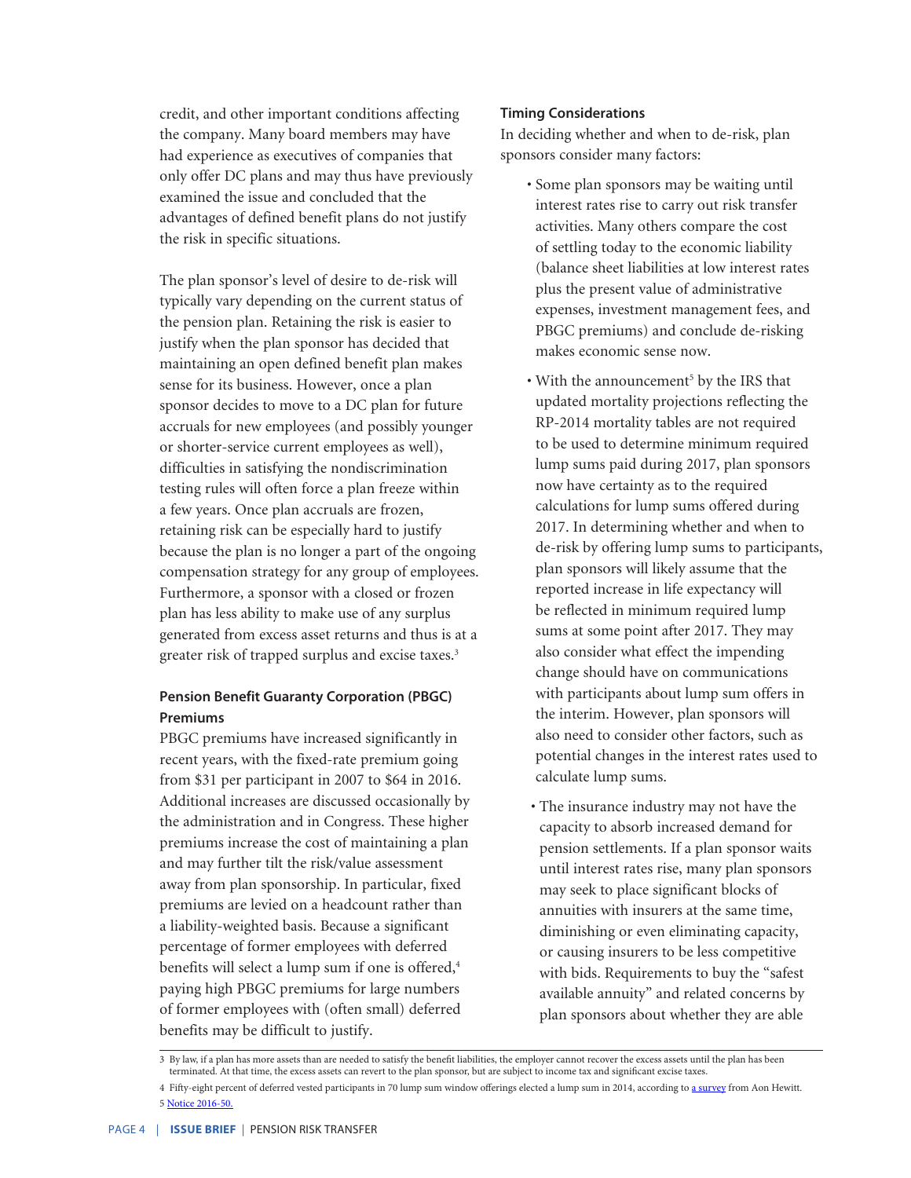credit, and other important conditions affecting the company. Many board members may have had experience as executives of companies that only offer DC plans and may thus have previously examined the issue and concluded that the advantages of defined benefit plans do not justify the risk in specific situations.

The plan sponsor's level of desire to de-risk will typically vary depending on the current status of the pension plan. Retaining the risk is easier to justify when the plan sponsor has decided that maintaining an open defined benefit plan makes sense for its business. However, once a plan sponsor decides to move to a DC plan for future accruals for new employees (and possibly younger or shorter-service current employees as well), difficulties in satisfying the nondiscrimination testing rules will often force a plan freeze within a few years. Once plan accruals are frozen, retaining risk can be especially hard to justify because the plan is no longer a part of the ongoing compensation strategy for any group of employees. Furthermore, a sponsor with a closed or frozen plan has less ability to make use of any surplus generated from excess asset returns and thus is at a greater risk of trapped surplus and excise taxes.[3]

### Pension Benefit Guaranty Corporation (PBGC) Premiums

PBGC premiums have increased significantly in recent years, with the fixed-rate premium going from $31 per participant in 2007 to $64 in 2016. Additional increases are discussed occasionally by the administration and in Congress. These higher premiums increase the cost of maintaining a plan and may further tilt the risk/value assessment away from plan sponsorship. In particular, fixed premiums are levied on a headcount rather than a liability-weighted basis. Because a significant percentage of former employees with deferred benefits will select a lump sum if one is offered,[4] paying high PBGC premiums for large numbers of former employees with (often small) deferred benefits may be difficult to justify.

### Timing Considerations

In deciding whether and when to de-risk, plan sponsors consider many factors:

- Some plan sponsors may be waiting until interest rates rise to carry out risk transfer activities. Many others compare the cost of settling today to the economic liability (balance sheet liabilities at low interest rates plus the present value of administrative expenses, investment management fees, and PBGC premiums) and conclude de-risking makes economic sense now.
- With the announcement[5] by the IRS that updated mortality projections reflecting the RP-2014 mortality tables are not required to be used to determine minimum required lump sums paid during 2017, plan sponsors now have certainty as to the required calculations for lump sums offered during 2017. In determining whether and when to de-risk by offering lump sums to participants, plan sponsors will likely assume that the reported increase in life expectancy will be reflected in minimum required lump sums at some point after 2017. They may also consider what effect the impending change should have on communications with participants about lump sum offers in the interim. However, plan sponsors will also need to consider other factors, such as potential changes in the interest rates used to calculate lump sums.
- The insurance industry may not have the capacity to absorb increased demand for pension settlements. If a plan sponsor waits until interest rates rise, many plan sponsors may seek to place significant blocks of annuities with insurers at the same time, diminishing or even eliminating capacity, or causing insurers to be less competitive with bids. Requirements to buy the "safest available annuity" and related concerns by plan sponsors about whether they are able

---

3 By law, if a plan has more assets than are needed to satisfy the benefit liabilities, the employer cannot recover the excess assets until the plan has been terminated. At that time, the excess assets can revert to the plan sponsor, but are subject to income tax and significant excise taxes.

4 Fifty-eight percent of deferred vested participants in 70 lump sum window offerings elected a lump sum in 2014, according to a survey from Aon Hewitt.

5 Notice 2016-50.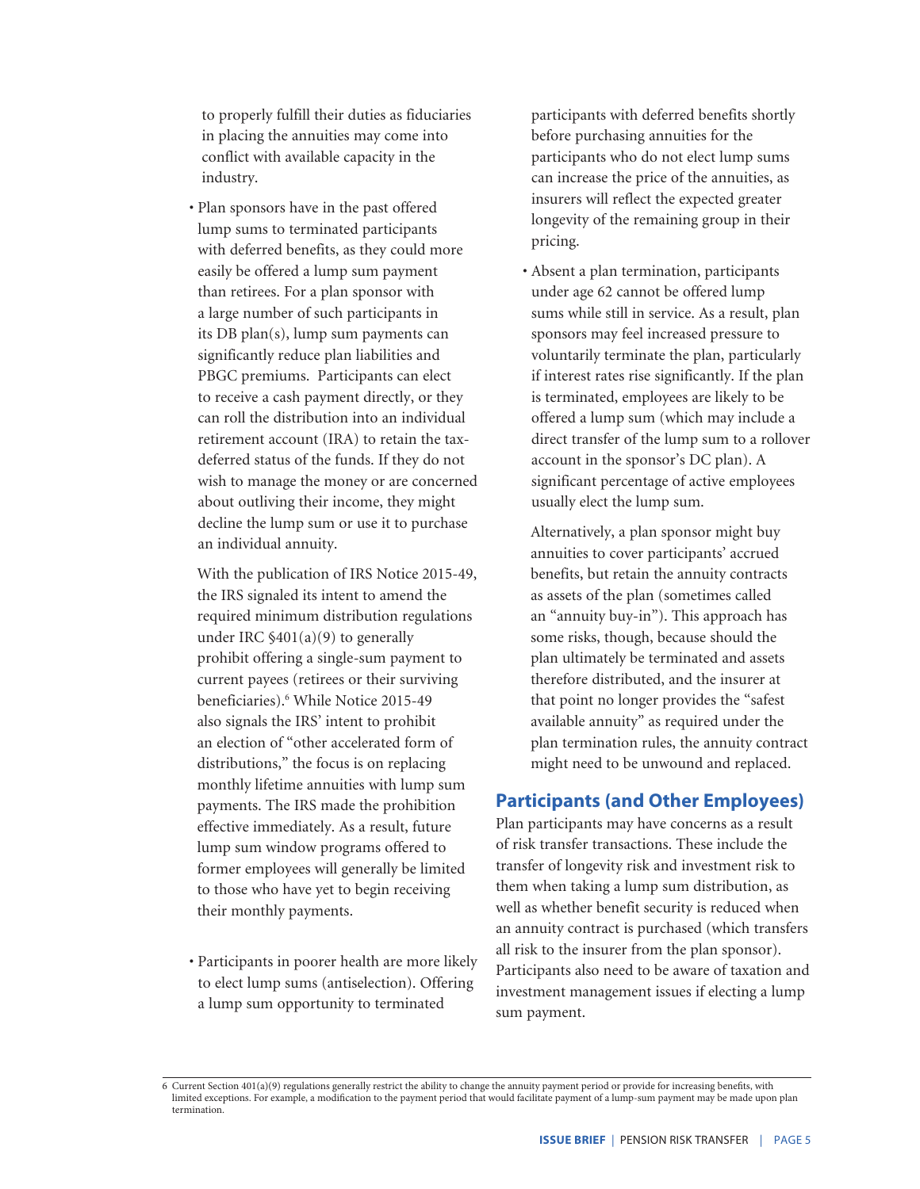to properly fulfill their duties as fiduciaries in placing the annuities may come into conflict with available capacity in the industry.

- Plan sponsors have in the past offered lump sums to terminated participants with deferred benefits, as they could more easily be offered a lump sum payment than retirees. For a plan sponsor with a large number of such participants in its DB plan(s), lump sum payments can significantly reduce plan liabilities and PBGC premiums. Participants can elect to receive a cash payment directly, or they can roll the distribution into an individual retirement account (IRA) to retain the tax-deferred status of the funds. If they do not wish to manage the money or are concerned about outliving their income, they might decline the lump sum or use it to purchase an individual annuity.

  With the publication of IRS Notice 2015-49, the IRS signaled its intent to amend the required minimum distribution regulations under IRC §401(a)(9) to generally prohibit offering a single-sum payment to current payees (retirees or their surviving beneficiaries).[6] While Notice 2015-49 also signals the IRS' intent to prohibit an election of "other accelerated form of distributions," the focus is on replacing monthly lifetime annuities with lump sum payments. The IRS made the prohibition effective immediately. As a result, future lump sum window programs offered to former employees will generally be limited to those who have yet to begin receiving their monthly payments.

- Participants in poorer health are more likely to elect lump sums (antiselection). Offering a lump sum opportunity to terminated participants with deferred benefits shortly before purchasing annuities for the participants who do not elect lump sums can increase the price of the annuities, as insurers will reflect the expected greater longevity of the remaining group in their pricing.

- Absent a plan termination, participants under age 62 cannot be offered lump sums while still in service. As a result, plan sponsors may feel increased pressure to voluntarily terminate the plan, particularly if interest rates rise significantly. If the plan is terminated, employees are likely to be offered a lump sum (which may include a direct transfer of the lump sum to a rollover account in the sponsor's DC plan). A significant percentage of active employees usually elect the lump sum.

  Alternatively, a plan sponsor might buy annuities to cover participants' accrued benefits, but retain the annuity contracts as assets of the plan (sometimes called an "annuity buy-in"). This approach has some risks, though, because should the plan ultimately be terminated and assets therefore distributed, and the insurer at that point no longer provides the "safest available annuity" as required under the plan termination rules, the annuity contract might need to be unwound and replaced.

## Participants (and Other Employees)

Plan participants may have concerns as a result of risk transfer transactions. These include the transfer of longevity risk and investment risk to them when taking a lump sum distribution, as well as whether benefit security is reduced when an annuity contract is purchased (which transfers all risk to the insurer from the plan sponsor). Participants also need to be aware of taxation and investment management issues if electing a lump sum payment.

---

6 Current Section 401(a)(9) regulations generally restrict the ability to change the annuity payment period or provide for increasing benefits, with limited exceptions. For example, a modification to the payment period that would facilitate payment of a lump-sum payment may be made upon plan termination.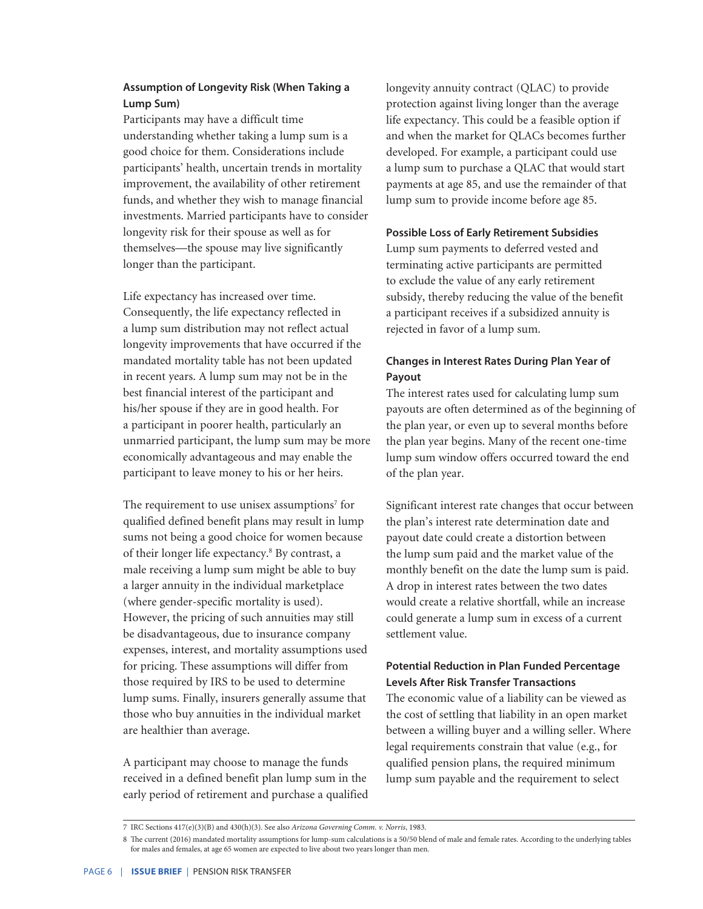### Assumption of Longevity Risk (When Taking a Lump Sum)

Participants may have a difficult time understanding whether taking a lump sum is a good choice for them. Considerations include participants' health, uncertain trends in mortality improvement, the availability of other retirement funds, and whether they wish to manage financial investments. Married participants have to consider longevity risk for their spouse as well as for themselves—the spouse may live significantly longer than the participant.

Life expectancy has increased over time. Consequently, the life expectancy reflected in a lump sum distribution may not reflect actual longevity improvements that have occurred if the mandated mortality table has not been updated in recent years. A lump sum may not be in the best financial interest of the participant and his/her spouse if they are in good health. For a participant in poorer health, particularly an unmarried participant, the lump sum may be more economically advantageous and may enable the participant to leave money to his or her heirs.

The requirement to use unisex assumptions[7] for qualified defined benefit plans may result in lump sums not being a good choice for women because of their longer life expectancy.[8] By contrast, a male receiving a lump sum might be able to buy a larger annuity in the individual marketplace (where gender-specific mortality is used). However, the pricing of such annuities may still be disadvantageous, due to insurance company expenses, interest, and mortality assumptions used for pricing. These assumptions will differ from those required by IRS to be used to determine lump sums. Finally, insurers generally assume that those who buy annuities in the individual market are healthier than average.

A participant may choose to manage the funds received in a defined benefit plan lump sum in the early period of retirement and purchase a qualified longevity annuity contract (QLAC) to provide protection against living longer than the average life expectancy. This could be a feasible option if and when the market for QLACs becomes further developed. For example, a participant could use a lump sum to purchase a QLAC that would start payments at age 85, and use the remainder of that lump sum to provide income before age 85.

### Possible Loss of Early Retirement Subsidies

Lump sum payments to deferred vested and terminating active participants are permitted to exclude the value of any early retirement subsidy, thereby reducing the value of the benefit a participant receives if a subsidized annuity is rejected in favor of a lump sum.

### Changes in Interest Rates During Plan Year of Payout

The interest rates used for calculating lump sum payouts are often determined as of the beginning of the plan year, or even up to several months before the plan year begins. Many of the recent one-time lump sum window offers occurred toward the end of the plan year.

Significant interest rate changes that occur between the plan's interest rate determination date and payout date could create a distortion between the lump sum paid and the market value of the monthly benefit on the date the lump sum is paid. A drop in interest rates between the two dates would create a relative shortfall, while an increase could generate a lump sum in excess of a current settlement value.

### Potential Reduction in Plan Funded Percentage Levels After Risk Transfer Transactions

The economic value of a liability can be viewed as the cost of settling that liability in an open market between a willing buyer and a willing seller. Where legal requirements constrain that value (e.g., for qualified pension plans, the required minimum lump sum payable and the requirement to select

---

7 IRC Sections 417(e)(3)(B) and 430(h)(3). See also *Arizona Governing Comm. v. Norris*, 1983.

8 The current (2016) mandated mortality assumptions for lump-sum calculations is a 50/50 blend of male and female rates. According to the underlying tables for males and females, at age 65 women are expected to live about two years longer than men.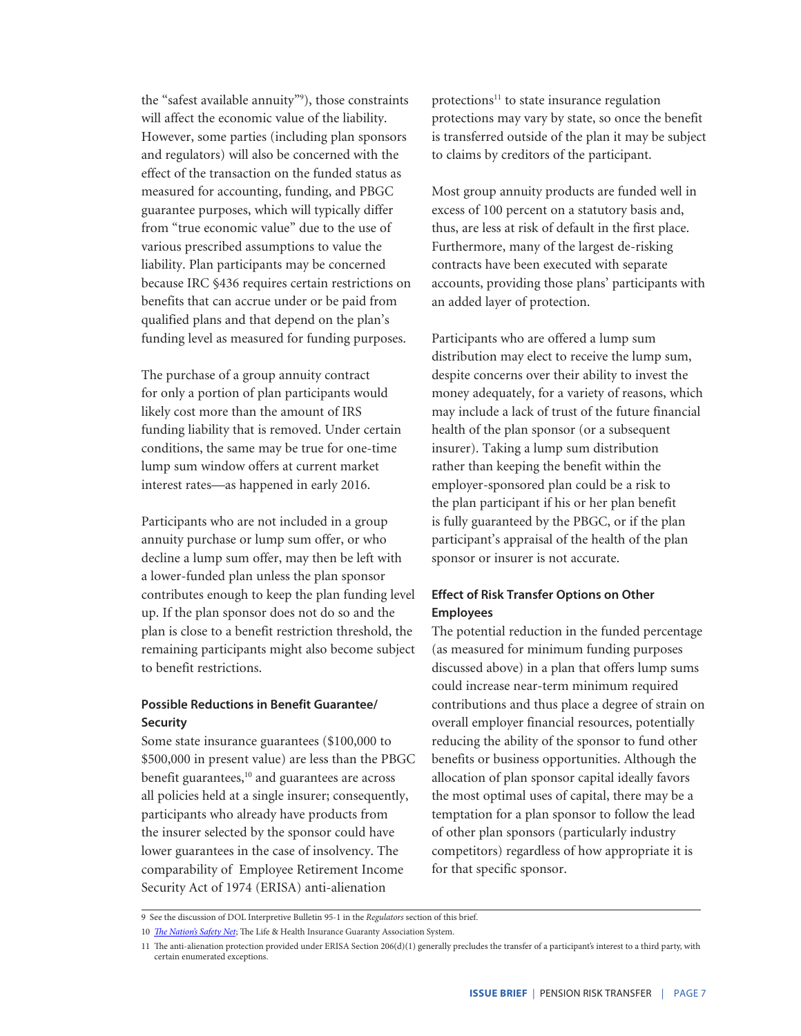the "safest available annuity"[9]), those constraints will affect the economic value of the liability. However, some parties (including plan sponsors and regulators) will also be concerned with the effect of the transaction on the funded status as measured for accounting, funding, and PBGC guarantee purposes, which will typically differ from "true economic value" due to the use of various prescribed assumptions to value the liability. Plan participants may be concerned because IRC §436 requires certain restrictions on benefits that can accrue under or be paid from qualified plans and that depend on the plan's funding level as measured for funding purposes.

The purchase of a group annuity contract for only a portion of plan participants would likely cost more than the amount of IRS funding liability that is removed. Under certain conditions, the same may be true for one-time lump sum window offers at current market interest rates—as happened in early 2016.

Participants who are not included in a group annuity purchase or lump sum offer, or who decline a lump sum offer, may then be left with a lower-funded plan unless the plan sponsor contributes enough to keep the plan funding level up. If the plan sponsor does not do so and the plan is close to a benefit restriction threshold, the remaining participants might also become subject to benefit restrictions.

**Possible Reductions in Benefit Guarantee/ Security**

Some state insurance guarantees ($100,000 to $500,000 in present value) are less than the PBGC benefit guarantees,[10] and guarantees are across all policies held at a single insurer; consequently, participants who already have products from the insurer selected by the sponsor could have lower guarantees in the case of insolvency. The comparability of Employee Retirement Income Security Act of 1974 (ERISA) anti-alienation protections[11] to state insurance regulation protections may vary by state, so once the benefit is transferred outside of the plan it may be subject to claims by creditors of the participant.

Most group annuity products are funded well in excess of 100 percent on a statutory basis and, thus, are less at risk of default in the first place. Furthermore, many of the largest de-risking contracts have been executed with separate accounts, providing those plans' participants with an added layer of protection.

Participants who are offered a lump sum distribution may elect to receive the lump sum, despite concerns over their ability to invest the money adequately, for a variety of reasons, which may include a lack of trust of the future financial health of the plan sponsor (or a subsequent insurer). Taking a lump sum distribution rather than keeping the benefit within the employer-sponsored plan could be a risk to the plan participant if his or her plan benefit is fully guaranteed by the PBGC, or if the plan participant's appraisal of the health of the plan sponsor or insurer is not accurate.

**Effect of Risk Transfer Options on Other Employees**

The potential reduction in the funded percentage (as measured for minimum funding purposes discussed above) in a plan that offers lump sums could increase near-term minimum required contributions and thus place a degree of strain on overall employer financial resources, potentially reducing the ability of the sponsor to fund other benefits or business opportunities. Although the allocation of plan sponsor capital ideally favors the most optimal uses of capital, there may be a temptation for a plan sponsor to follow the lead of other plan sponsors (particularly industry competitors) regardless of how appropriate it is for that specific sponsor.

---

9 See the discussion of DOL Interpretive Bulletin 95-1 in the *Regulators* section of this brief.

10 *The Nation's Safety Net*; The Life & Health Insurance Guaranty Association System.

11 The anti-alienation protection provided under ERISA Section 206(d)(1) generally precludes the transfer of a participant's interest to a third party, with certain enumerated exceptions.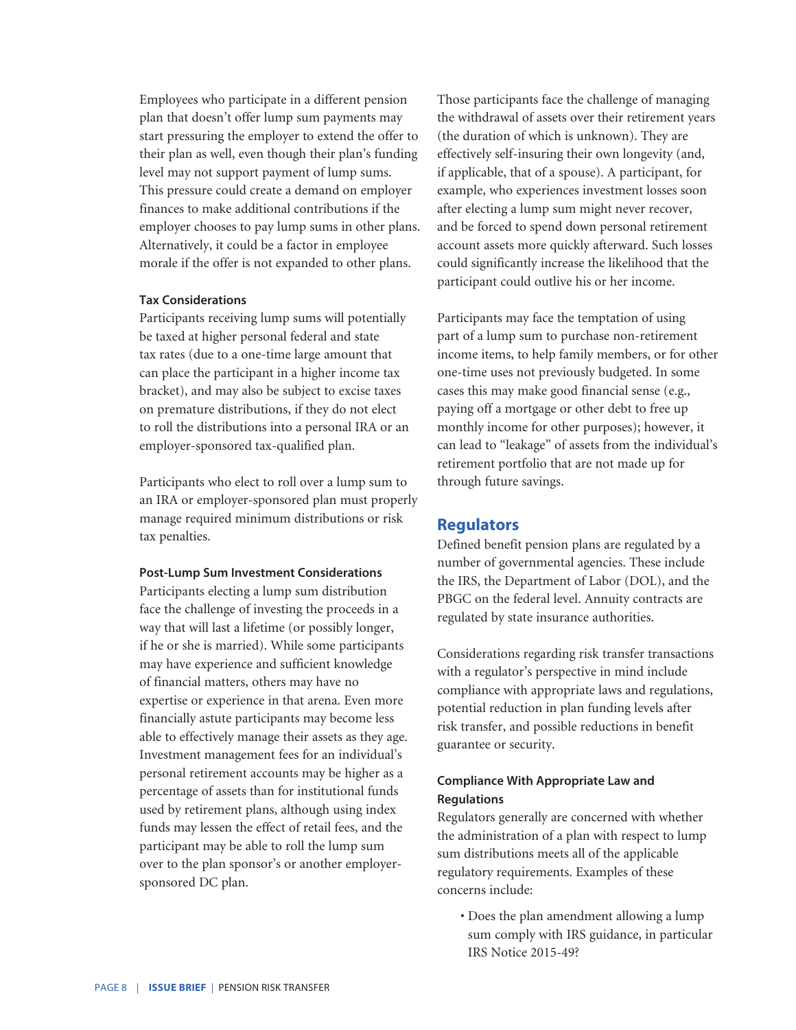Employees who participate in a different pension plan that doesn't offer lump sum payments may start pressuring the employer to extend the offer to their plan as well, even though their plan's funding level may not support payment of lump sums. This pressure could create a demand on employer finances to make additional contributions if the employer chooses to pay lump sums in other plans. Alternatively, it could be a factor in employee morale if the offer is not expanded to other plans.

#### Tax Considerations

Participants receiving lump sums will potentially be taxed at higher personal federal and state tax rates (due to a one-time large amount that can place the participant in a higher income tax bracket), and may also be subject to excise taxes on premature distributions, if they do not elect to roll the distributions into a personal IRA or an employer-sponsored tax-qualified plan.

Participants who elect to roll over a lump sum to an IRA or employer-sponsored plan must properly manage required minimum distributions or risk tax penalties.

#### Post-Lump Sum Investment Considerations

Participants electing a lump sum distribution face the challenge of investing the proceeds in a way that will last a lifetime (or possibly longer, if he or she is married). While some participants may have experience and sufficient knowledge of financial matters, others may have no expertise or experience in that arena. Even more financially astute participants may become less able to effectively manage their assets as they age. Investment management fees for an individual's personal retirement accounts may be higher as a percentage of assets than for institutional funds used by retirement plans, although using index funds may lessen the effect of retail fees, and the participant may be able to roll the lump sum over to the plan sponsor's or another employer-sponsored DC plan.

Those participants face the challenge of managing the withdrawal of assets over their retirement years (the duration of which is unknown). They are effectively self-insuring their own longevity (and, if applicable, that of a spouse). A participant, for example, who experiences investment losses soon after electing a lump sum might never recover, and be forced to spend down personal retirement account assets more quickly afterward. Such losses could significantly increase the likelihood that the participant could outlive his or her income.

Participants may face the temptation of using part of a lump sum to purchase non-retirement income items, to help family members, or for other one-time uses not previously budgeted. In some cases this may make good financial sense (e.g., paying off a mortgage or other debt to free up monthly income for other purposes); however, it can lead to "leakage" of assets from the individual's retirement portfolio that are not made up for through future savings.

## Regulators

Defined benefit pension plans are regulated by a number of governmental agencies. These include the IRS, the Department of Labor (DOL), and the PBGC on the federal level. Annuity contracts are regulated by state insurance authorities.

Considerations regarding risk transfer transactions with a regulator's perspective in mind include compliance with appropriate laws and regulations, potential reduction in plan funding levels after risk transfer, and possible reductions in benefit guarantee or security.

#### Compliance With Appropriate Law and Regulations

Regulators generally are concerned with whether the administration of a plan with respect to lump sum distributions meets all of the applicable regulatory requirements. Examples of these concerns include:

- Does the plan amendment allowing a lump sum comply with IRS guidance, in particular IRS Notice 2015-49?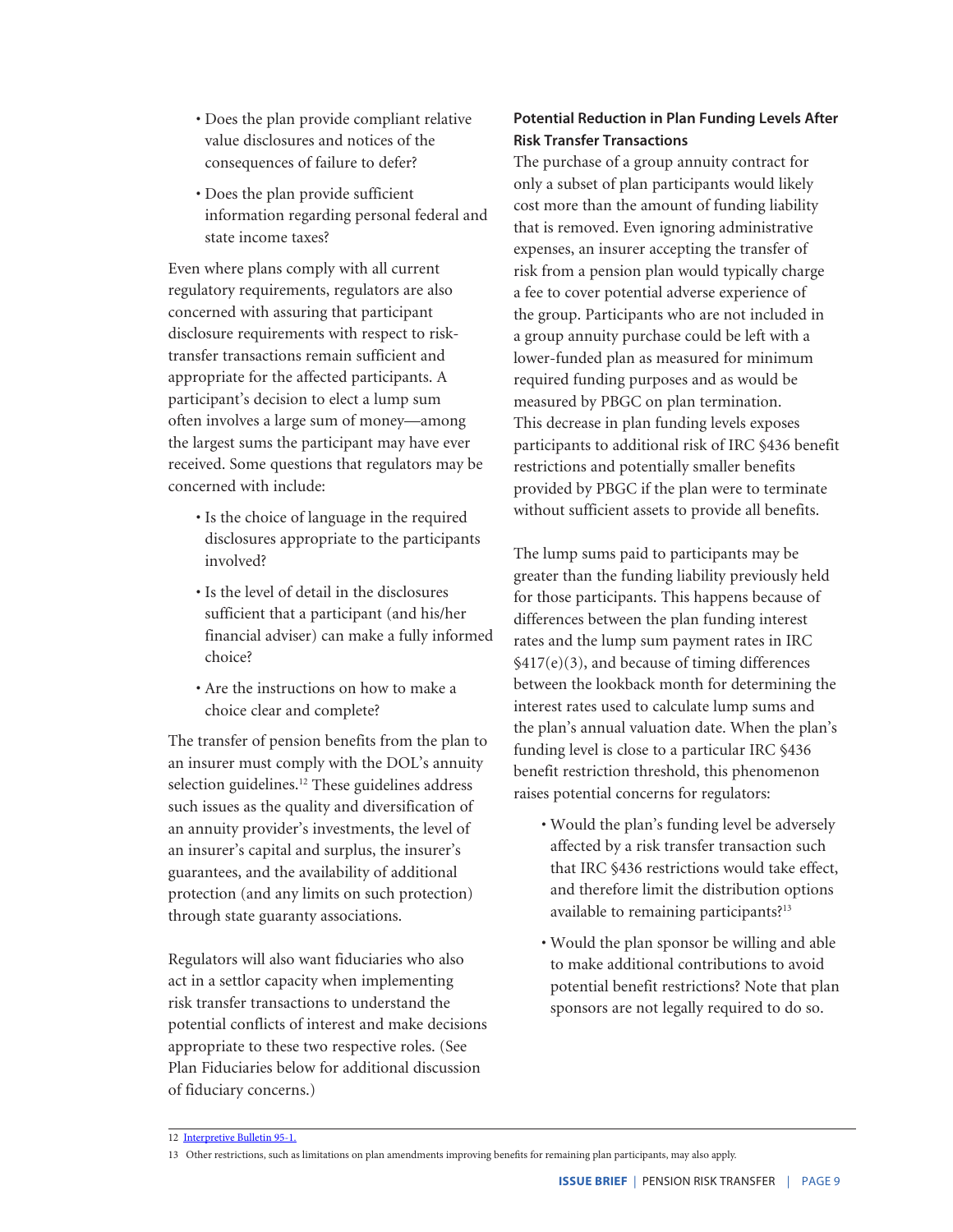- Does the plan provide compliant relative value disclosures and notices of the consequences of failure to defer?
- Does the plan provide sufficient information regarding personal federal and state income taxes?

Even where plans comply with all current regulatory requirements, regulators are also concerned with assuring that participant disclosure requirements with respect to risk-transfer transactions remain sufficient and appropriate for the affected participants. A participant's decision to elect a lump sum often involves a large sum of money—among the largest sums the participant may have ever received. Some questions that regulators may be concerned with include:

- Is the choice of language in the required disclosures appropriate to the participants involved?
- Is the level of detail in the disclosures sufficient that a participant (and his/her financial adviser) can make a fully informed choice?
- Are the instructions on how to make a choice clear and complete?

The transfer of pension benefits from the plan to an insurer must comply with the DOL's annuity selection guidelines.[12] These guidelines address such issues as the quality and diversification of an annuity provider's investments, the level of an insurer's capital and surplus, the insurer's guarantees, and the availability of additional protection (and any limits on such protection) through state guaranty associations.

Regulators will also want fiduciaries who also act in a settlor capacity when implementing risk transfer transactions to understand the potential conflicts of interest and make decisions appropriate to these two respective roles. (See Plan Fiduciaries below for additional discussion of fiduciary concerns.)

### Potential Reduction in Plan Funding Levels After Risk Transfer Transactions

The purchase of a group annuity contract for only a subset of plan participants would likely cost more than the amount of funding liability that is removed. Even ignoring administrative expenses, an insurer accepting the transfer of risk from a pension plan would typically charge a fee to cover potential adverse experience of the group. Participants who are not included in a group annuity purchase could be left with a lower-funded plan as measured for minimum required funding purposes and as would be measured by PBGC on plan termination. This decrease in plan funding levels exposes participants to additional risk of IRC §436 benefit restrictions and potentially smaller benefits provided by PBGC if the plan were to terminate without sufficient assets to provide all benefits.

The lump sums paid to participants may be greater than the funding liability previously held for those participants. This happens because of differences between the plan funding interest rates and the lump sum payment rates in IRC §417(e)(3), and because of timing differences between the lookback month for determining the interest rates used to calculate lump sums and the plan's annual valuation date. When the plan's funding level is close to a particular IRC §436 benefit restriction threshold, this phenomenon raises potential concerns for regulators:

- Would the plan's funding level be adversely affected by a risk transfer transaction such that IRC §436 restrictions would take effect, and therefore limit the distribution options available to remaining participants?[13]
- Would the plan sponsor be willing and able to make additional contributions to avoid potential benefit restrictions? Note that plan sponsors are not legally required to do so.

---

12 Interpretive Bulletin 95-1.

13 Other restrictions, such as limitations on plan amendments improving benefits for remaining plan participants, may also apply.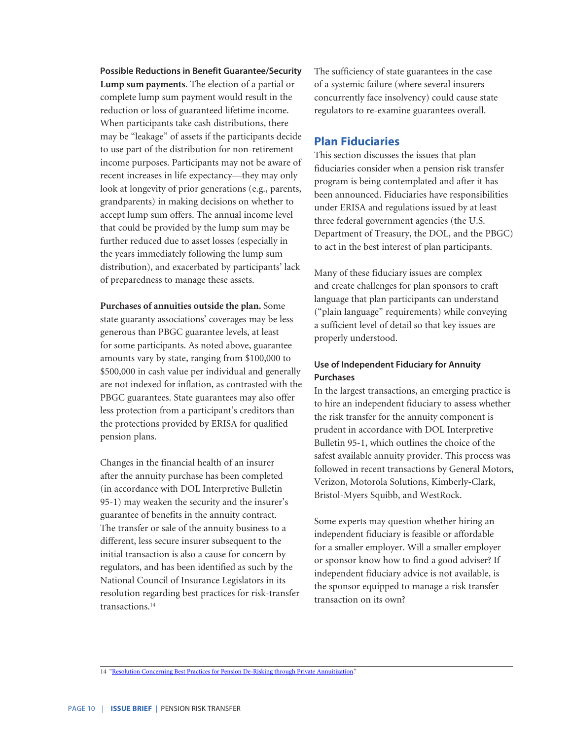### Possible Reductions in Benefit Guarantee/Security

**Lump sum payments**. The election of a partial or complete lump sum payment would result in the reduction or loss of guaranteed lifetime income. When participants take cash distributions, there may be "leakage" of assets if the participants decide to use part of the distribution for non-retirement income purposes. Participants may not be aware of recent increases in life expectancy—they may only look at longevity of prior generations (e.g., parents, grandparents) in making decisions on whether to accept lump sum offers. The annual income level that could be provided by the lump sum may be further reduced due to asset losses (especially in the years immediately following the lump sum distribution), and exacerbated by participants' lack of preparedness to manage these assets.

**Purchases of annuities outside the plan.** Some state guaranty associations' coverages may be less generous than PBGC guarantee levels, at least for some participants. As noted above, guarantee amounts vary by state, ranging from $100,000 to $500,000 in cash value per individual and generally are not indexed for inflation, as contrasted with the PBGC guarantees. State guarantees may also offer less protection from a participant's creditors than the protections provided by ERISA for qualified pension plans.

Changes in the financial health of an insurer after the annuity purchase has been completed (in accordance with DOL Interpretive Bulletin 95-1) may weaken the security and the insurer's guarantee of benefits in the annuity contract. The transfer or sale of the annuity business to a different, less secure insurer subsequent to the initial transaction is also a cause for concern by regulators, and has been identified as such by the National Council of Insurance Legislators in its resolution regarding best practices for risk-transfer transactions.[14]

The sufficiency of state guarantees in the case of a systemic failure (where several insurers concurrently face insolvency) could cause state regulators to re-examine guarantees overall.

## Plan Fiduciaries

This section discusses the issues that plan fiduciaries consider when a pension risk transfer program is being contemplated and after it has been announced. Fiduciaries have responsibilities under ERISA and regulations issued by at least three federal government agencies (the U.S. Department of Treasury, the DOL, and the PBGC) to act in the best interest of plan participants.

Many of these fiduciary issues are complex and create challenges for plan sponsors to craft language that plan participants can understand ("plain language" requirements) while conveying a sufficient level of detail so that key issues are properly understood.

### Use of Independent Fiduciary for Annuity Purchases

In the largest transactions, an emerging practice is to hire an independent fiduciary to assess whether the risk transfer for the annuity component is prudent in accordance with DOL Interpretive Bulletin 95-1, which outlines the choice of the safest available annuity provider. This process was followed in recent transactions by General Motors, Verizon, Motorola Solutions, Kimberly-Clark, Bristol-Myers Squibb, and WestRock.

Some experts may question whether hiring an independent fiduciary is feasible or affordable for a smaller employer. Will a smaller employer or sponsor know how to find a good adviser? If independent fiduciary advice is not available, is the sponsor equipped to manage a risk transfer transaction on its own?

---

14 "Resolution Concerning Best Practices for Pension De-Risking through Private Annuitization."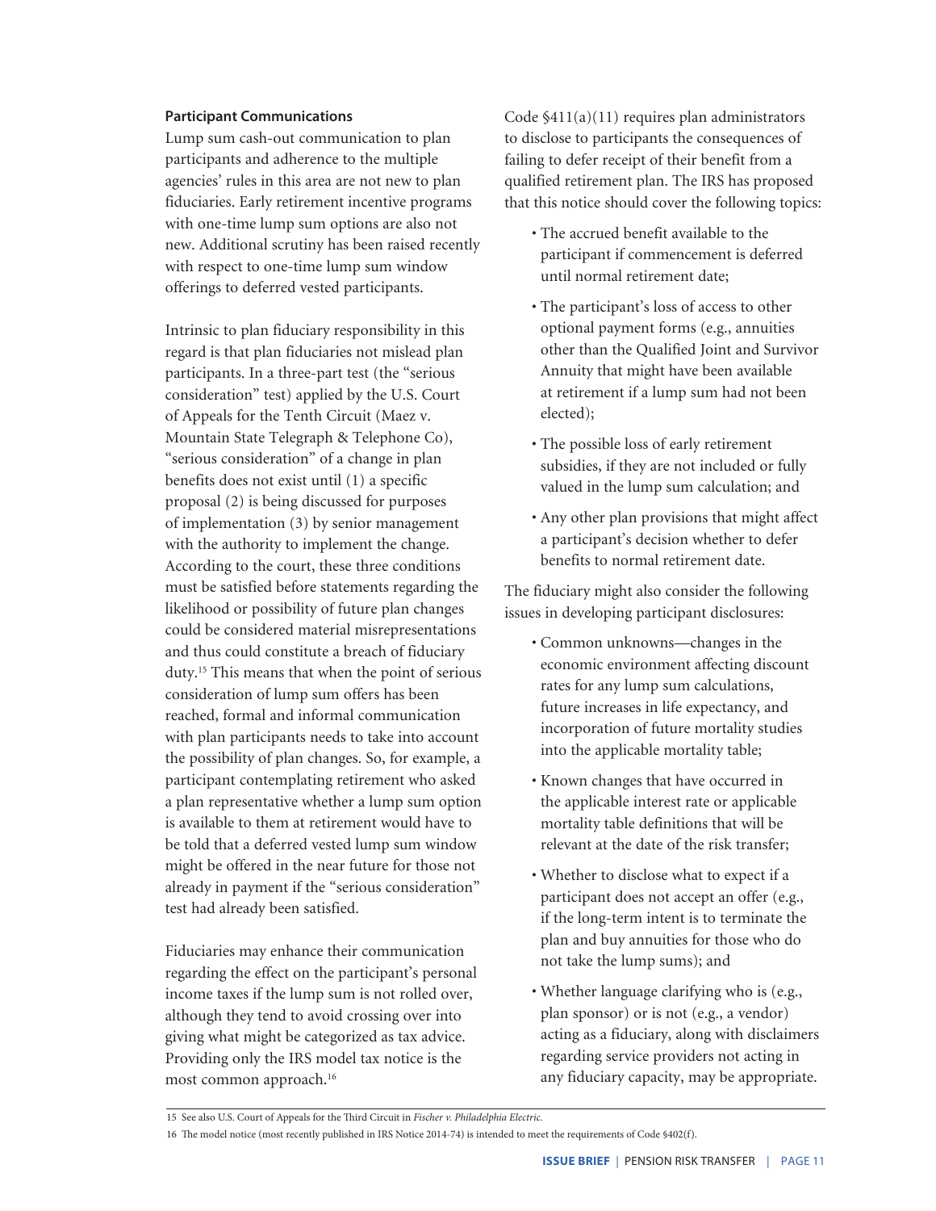### Participant Communications

Lump sum cash-out communication to plan participants and adherence to the multiple agencies' rules in this area are not new to plan fiduciaries. Early retirement incentive programs with one-time lump sum options are also not new. Additional scrutiny has been raised recently with respect to one-time lump sum window offerings to deferred vested participants.

Intrinsic to plan fiduciary responsibility in this regard is that plan fiduciaries not mislead plan participants. In a three-part test (the "serious consideration" test) applied by the U.S. Court of Appeals for the Tenth Circuit (Maez v. Mountain State Telegraph & Telephone Co), "serious consideration" of a change in plan benefits does not exist until (1) a specific proposal (2) is being discussed for purposes of implementation (3) by senior management with the authority to implement the change. According to the court, these three conditions must be satisfied before statements regarding the likelihood or possibility of future plan changes could be considered material misrepresentations and thus could constitute a breach of fiduciary duty.[15] This means that when the point of serious consideration of lump sum offers has been reached, formal and informal communication with plan participants needs to take into account the possibility of plan changes. So, for example, a participant contemplating retirement who asked a plan representative whether a lump sum option is available to them at retirement would have to be told that a deferred vested lump sum window might be offered in the near future for those not already in payment if the "serious consideration" test had already been satisfied.

Fiduciaries may enhance their communication regarding the effect on the participant's personal income taxes if the lump sum is not rolled over, although they tend to avoid crossing over into giving what might be categorized as tax advice. Providing only the IRS model tax notice is the most common approach.[16]

Code §411(a)(11) requires plan administrators to disclose to participants the consequences of failing to defer receipt of their benefit from a qualified retirement plan. The IRS has proposed that this notice should cover the following topics:

- The accrued benefit available to the participant if commencement is deferred until normal retirement date;
- The participant's loss of access to other optional payment forms (e.g., annuities other than the Qualified Joint and Survivor Annuity that might have been available at retirement if a lump sum had not been elected);
- The possible loss of early retirement subsidies, if they are not included or fully valued in the lump sum calculation; and
- Any other plan provisions that might affect a participant's decision whether to defer benefits to normal retirement date.

The fiduciary might also consider the following issues in developing participant disclosures:

- Common unknowns—changes in the economic environment affecting discount rates for any lump sum calculations, future increases in life expectancy, and incorporation of future mortality studies into the applicable mortality table;
- Known changes that have occurred in the applicable interest rate or applicable mortality table definitions that will be relevant at the date of the risk transfer;
- Whether to disclose what to expect if a participant does not accept an offer (e.g., if the long-term intent is to terminate the plan and buy annuities for those who do not take the lump sums); and
- Whether language clarifying who is (e.g., plan sponsor) or is not (e.g., a vendor) acting as a fiduciary, along with disclaimers regarding service providers not acting in any fiduciary capacity, may be appropriate.

---

15 See also U.S. Court of Appeals for the Third Circuit in *Fischer v. Philadelphia Electric.*

16 The model notice (most recently published in IRS Notice 2014-74) is intended to meet the requirements of Code §402(f).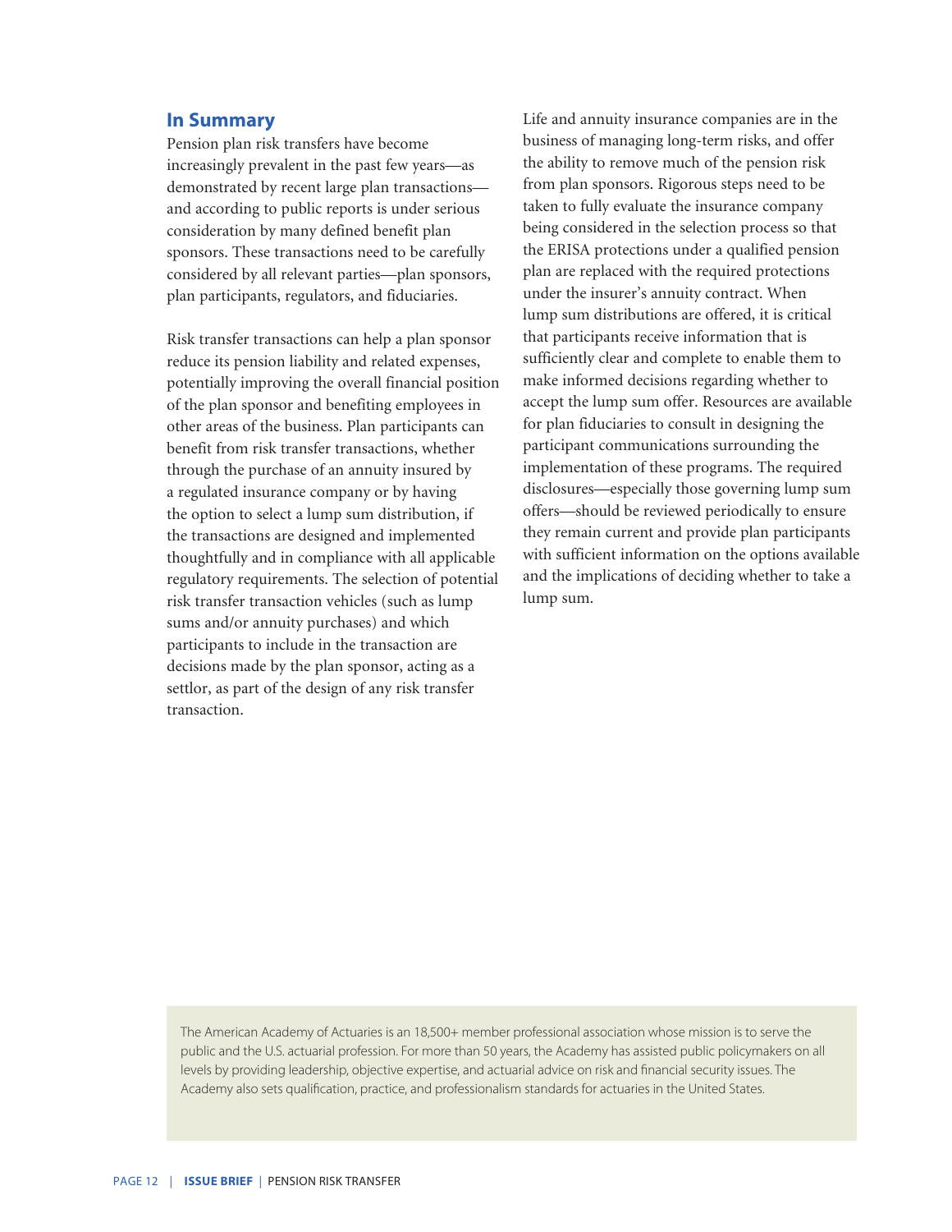## In Summary

Pension plan risk transfers have become increasingly prevalent in the past few years—as demonstrated by recent large plan transactions—and according to public reports is under serious consideration by many defined benefit plan sponsors. These transactions need to be carefully considered by all relevant parties—plan sponsors, plan participants, regulators, and fiduciaries.

Risk transfer transactions can help a plan sponsor reduce its pension liability and related expenses, potentially improving the overall financial position of the plan sponsor and benefiting employees in other areas of the business. Plan participants can benefit from risk transfer transactions, whether through the purchase of an annuity insured by a regulated insurance company or by having the option to select a lump sum distribution, if the transactions are designed and implemented thoughtfully and in compliance with all applicable regulatory requirements. The selection of potential risk transfer transaction vehicles (such as lump sums and/or annuity purchases) and which participants to include in the transaction are decisions made by the plan sponsor, acting as a settlor, as part of the design of any risk transfer transaction.

Life and annuity insurance companies are in the business of managing long-term risks, and offer the ability to remove much of the pension risk from plan sponsors. Rigorous steps need to be taken to fully evaluate the insurance company being considered in the selection process so that the ERISA protections under a qualified pension plan are replaced with the required protections under the insurer's annuity contract. When lump sum distributions are offered, it is critical that participants receive information that is sufficiently clear and complete to enable them to make informed decisions regarding whether to accept the lump sum offer. Resources are available for plan fiduciaries to consult in designing the participant communications surrounding the implementation of these programs. The required disclosures—especially those governing lump sum offers—should be reviewed periodically to ensure they remain current and provide plan participants with sufficient information on the options available and the implications of deciding whether to take a lump sum.

The American Academy of Actuaries is an 18,500+ member professional association whose mission is to serve the public and the U.S. actuarial profession. For more than 50 years, the Academy has assisted public policymakers on all levels by providing leadership, objective expertise, and actuarial advice on risk and financial security issues. The Academy also sets qualification, practice, and professionalism standards for actuaries in the United States.